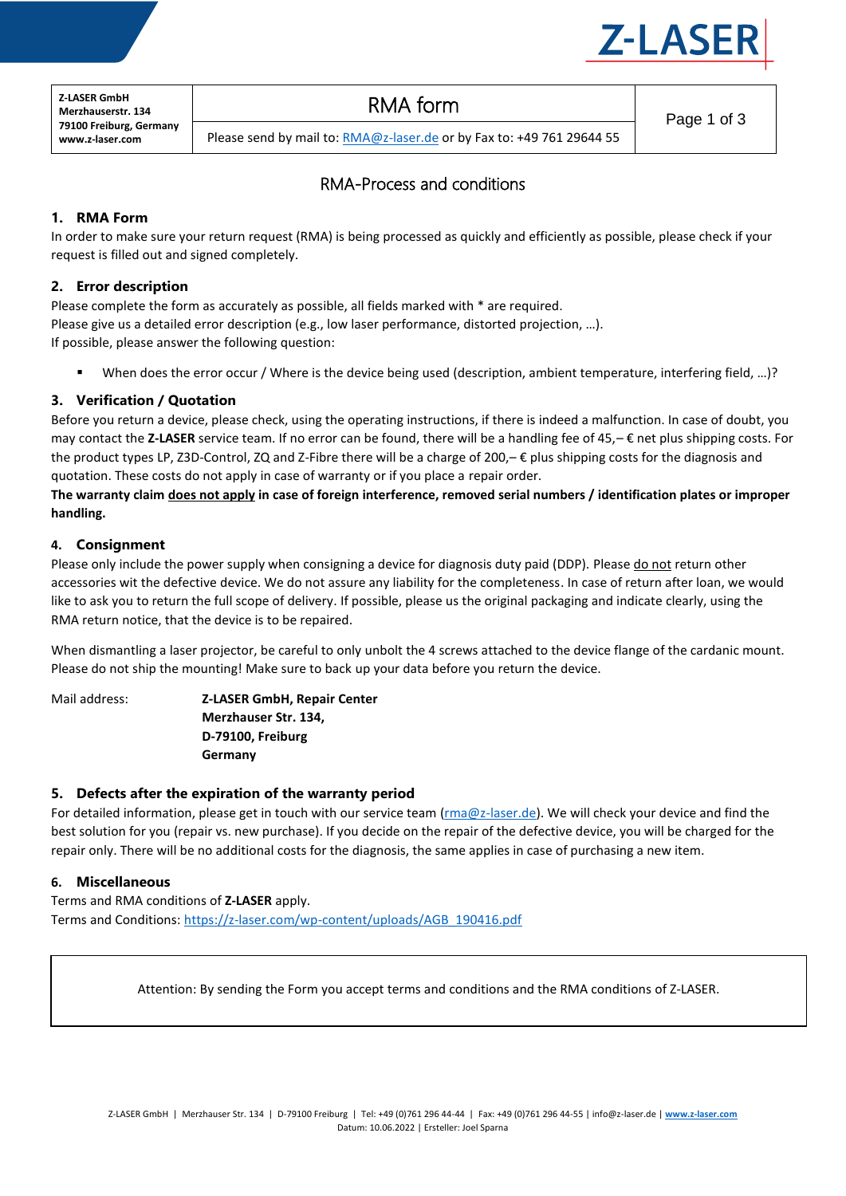| Z-LASER GmbH<br>Merzhauserstr. 134<br>79100 Freiburg, Germany<br>www.z-laser.com | RMA form | Page 1 of 3 |
| --- | --- | --- |
| | Please send by mail to: RMA@z-laser.de or by Fax to: +49 761 29644 55 | |

# RMA-Process and conditions

## 1. RMA Form

In order to make sure your return request (RMA) is being processed as quickly and efficiently as possible, please check if your request is filled out and signed completely.

## 2. Error description

Please complete the form as accurately as possible, all fields marked with * are required.
Please give us a detailed error description (e.g., low laser performance, distorted projection, …).
If possible, please answer the following question:

- When does the error occur / Where is the device being used (description, ambient temperature, interfering field, …)?

## 3. Verification / Quotation

Before you return a device, please check, using the operating instructions, if there is indeed a malfunction. In case of doubt, you may contact the **Z-LASER** service team. If no error can be found, there will be a handling fee of 45,– € net plus shipping costs. For the product types LP, Z3D-Control, ZQ and Z-Fibre there will be a charge of 200,– € plus shipping costs for the diagnosis and quotation. These costs do not apply in case of warranty or if you place a repair order.

**The warranty claim does not apply in case of foreign interference, removed serial numbers / identification plates or improper handling.**

## 4. Consignment

Please only include the power supply when consigning a device for diagnosis duty paid (DDP). Please do not return other accessories wit the defective device. We do not assure any liability for the completeness. In case of return after loan, we would like to ask you to return the full scope of delivery. If possible, please us the original packaging and indicate clearly, using the RMA return notice, that the device is to be repaired.

When dismantling a laser projector, be careful to only unbolt the 4 screws attached to the device flange of the cardanic mount. Please do not ship the mounting! Make sure to back up your data before you return the device.

Mail address:

**Z-LASER GmbH, Repair Center**
**Merzhauser Str. 134,**
**D-79100, Freiburg**
**Germany**

## 5. Defects after the expiration of the warranty period

For detailed information, please get in touch with our service team (rma@z-laser.de). We will check your device and find the best solution for you (repair vs. new purchase). If you decide on the repair of the defective device, you will be charged for the repair only. There will be no additional costs for the diagnosis, the same applies in case of purchasing a new item.

## 6. Miscellaneous

Terms and RMA conditions of **Z-LASER** apply.
Terms and Conditions: https://z-laser.com/wp-content/uploads/AGB_190416.pdf

Attention: By sending the Form you accept terms and conditions and the RMA conditions of Z-LASER.

Z-LASER GmbH | Merzhauser Str. 134 | D-79100 Freiburg | Tel: +49 (0)761 296 44-44 | Fax: +49 (0)761 296 44-55 | info@z-laser.de | www.z-laser.com
Datum: 10.06.2022 | Ersteller: Joel Sparna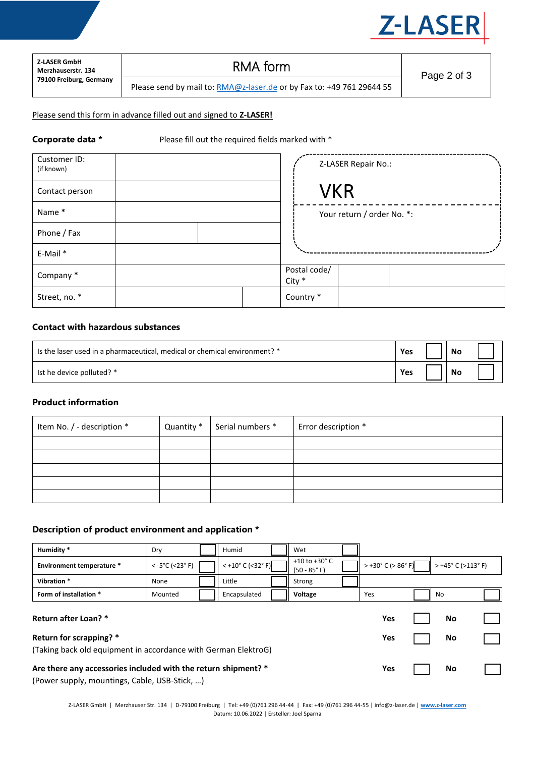| Z-LASER GmbH<br>Merzhauserstr. 134<br>79100 Freiburg, Germany | RMA form<br>Please send by mail to: RMA@z-laser.de or by Fax to: +49 761 29644 55 |
|---|---|

Please send this form in advance filled out and signed to **Z-LASER!**

**Corporate data *** Please fill out the required fields marked with *

| Customer ID:<br>(if known) | | | | |
|---|---|---|---|---|
| Contact person | | | | |
| Name * | | | | |
| Phone / Fax | | | | |
| E-Mail * | | | | |
| Company * | | Postal code/<br>City * | | |
| Street, no. * | | Country * | | |

Z-LASER Repair No.:

VKR

Your return / order No. *:

### Contact with hazardous substances

| | Yes | | No | |
|---|---|---|---|---|
| Is the laser used in a pharmaceutical, medical or chemical environment? * | Yes | ☐ | No | ☐ |
| Ist he device polluted? * | Yes | ☐ | No | ☐ |

### Product information

| Item No. / - description * | Quantity * | Serial numbers * | Error description * |
|---|---|---|---|
| | | | |
| | | | |
| | | | |
| | | | |
| | | | |

### Description of product environment and application *

| | | | | | |
|---|---|---|---|---|---|
| **Humidity *** | Dry ☐ | Humid ☐ | Wet ☐ | | |
| **Environment temperature *** | < -5°C (<23° F) ☐ | < +10° C (<32° F) ☐ | +10 to +30° C (50 - 85° F) ☐ | > +30° C (> 86° F) ☐ | > +45° C (>113° F) |
| **Vibration *** | None ☐ | Little ☐ | Strong ☐ | | |
| **Form of installation *** | Mounted ☐ | Encapsulated ☐ | **Voltage** | Yes ☐ | No ☐ |

**Return after Loan? *** — **Yes** ☐ **No** ☐

**Return for scrapping? *** — **Yes** ☐ **No** ☐
(Taking back old equipment in accordance with German ElektroG)

**Are there any accessories included with the return shipment? *** — **Yes** ☐ **No** ☐
(Power supply, mountings, Cable, USB-Stick, …)

Z-LASER GmbH | Merzhauser Str. 134 | D-79100 Freiburg | Tel: +49 (0)761 296 44-44 | Fax: +49 (0)761 296 44-55 | info@z-laser.de | www.z-laser.com
Datum: 10.06.2022 | Ersteller: Joel Sparna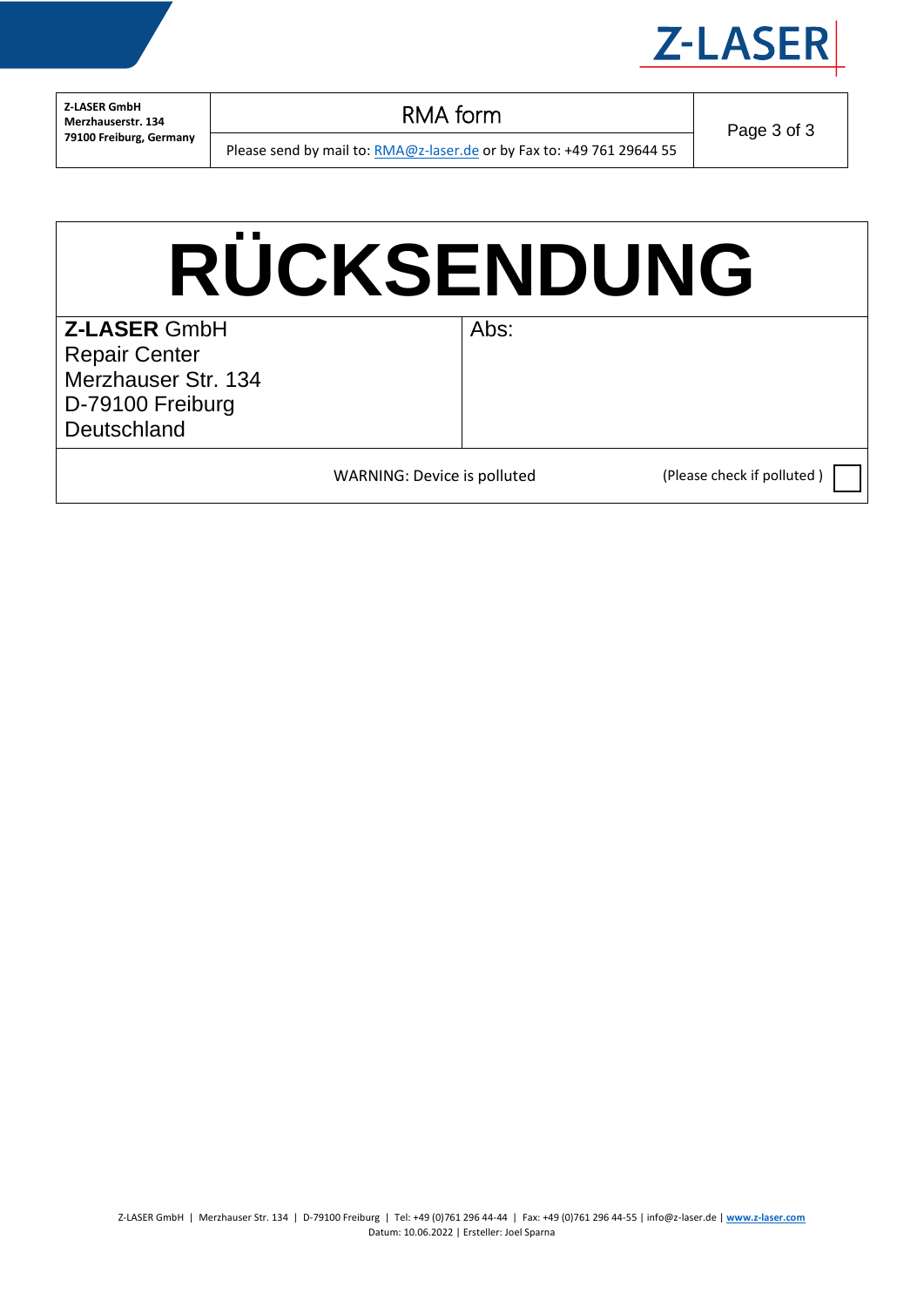| | | |
|---|---|---|
| **Z-LASER GmbH**<br>**Merzhauserstr. 134**<br>**79100 Freiburg, Germany** | RMA form<br>Please send by mail to: RMA@z-laser.de or by Fax to: +49 761 29644 55 | |

# RÜCKSENDUNG

| | |
|---|---|
| **Z-LASER** GmbH<br>Repair Center<br>Merzhauser Str. 134<br>D-79100 Freiburg<br>Deutschland | Abs: |

WARNING: Device is polluted (Please check if polluted ) ☐

Z-LASER GmbH | Merzhauser Str. 134 | D-79100 Freiburg | Tel: +49 (0)761 296 44-44 | Fax: +49 (0)761 296 44-55 | info@z-laser.de | **www.z-laser.com**
Datum: 10.06.2022 | Ersteller: Joel Sparna